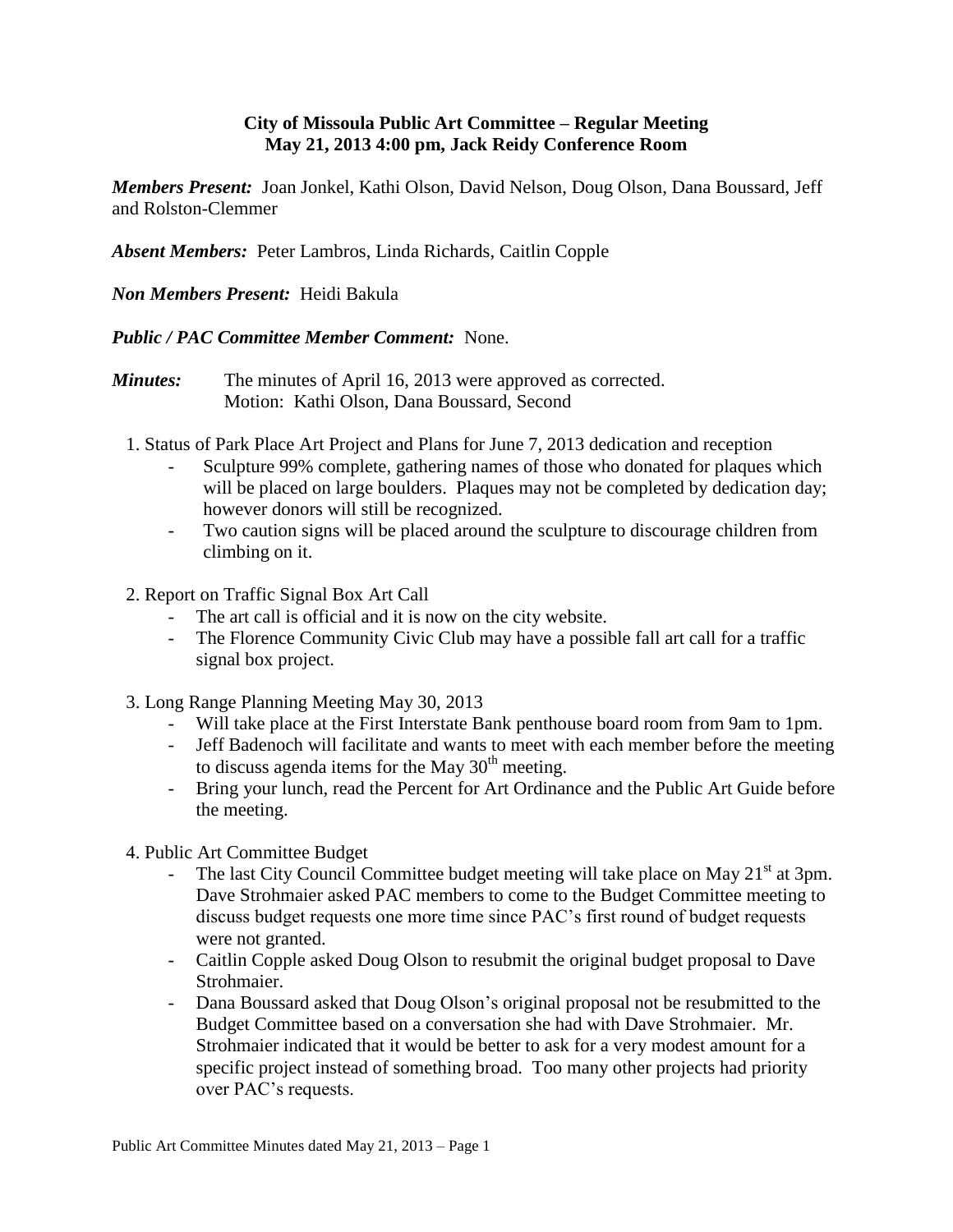**City of Missoula Public Art Committee – Regular Meeting**
**May 21, 2013 4:00 pm, Jack Reidy Conference Room**

***Members Present:*** Joan Jonkel, Kathi Olson, David Nelson, Doug Olson, Dana Boussard, Jeff and Rolston-Clemmer

***Absent Members:*** Peter Lambros, Linda Richards, Caitlin Copple

***Non Members Present:*** Heidi Bakula

***Public / PAC Committee Member Comment:*** None.

***Minutes:*** The minutes of April 16, 2013 were approved as corrected.
Motion: Kathi Olson, Dana Boussard, Second

1. Status of Park Place Art Project and Plans for June 7, 2013 dedication and reception
   - Sculpture 99% complete, gathering names of those who donated for plaques which will be placed on large boulders. Plaques may not be completed by dedication day; however donors will still be recognized.
   - Two caution signs will be placed around the sculpture to discourage children from climbing on it.

2. Report on Traffic Signal Box Art Call
   - The art call is official and it is now on the city website.
   - The Florence Community Civic Club may have a possible fall art call for a traffic signal box project.

3. Long Range Planning Meeting May 30, 2013
   - Will take place at the First Interstate Bank penthouse board room from 9am to 1pm.
   - Jeff Badenoch will facilitate and wants to meet with each member before the meeting to discuss agenda items for the May 30th meeting.
   - Bring your lunch, read the Percent for Art Ordinance and the Public Art Guide before the meeting.

4. Public Art Committee Budget
   - The last City Council Committee budget meeting will take place on May 21st at 3pm. Dave Strohmaier asked PAC members to come to the Budget Committee meeting to discuss budget requests one more time since PAC's first round of budget requests were not granted.
   - Caitlin Copple asked Doug Olson to resubmit the original budget proposal to Dave Strohmaier.
   - Dana Boussard asked that Doug Olson's original proposal not be resubmitted to the Budget Committee based on a conversation she had with Dave Strohmaier. Mr. Strohmaier indicated that it would be better to ask for a very modest amount for a specific project instead of something broad. Too many other projects had priority over PAC's requests.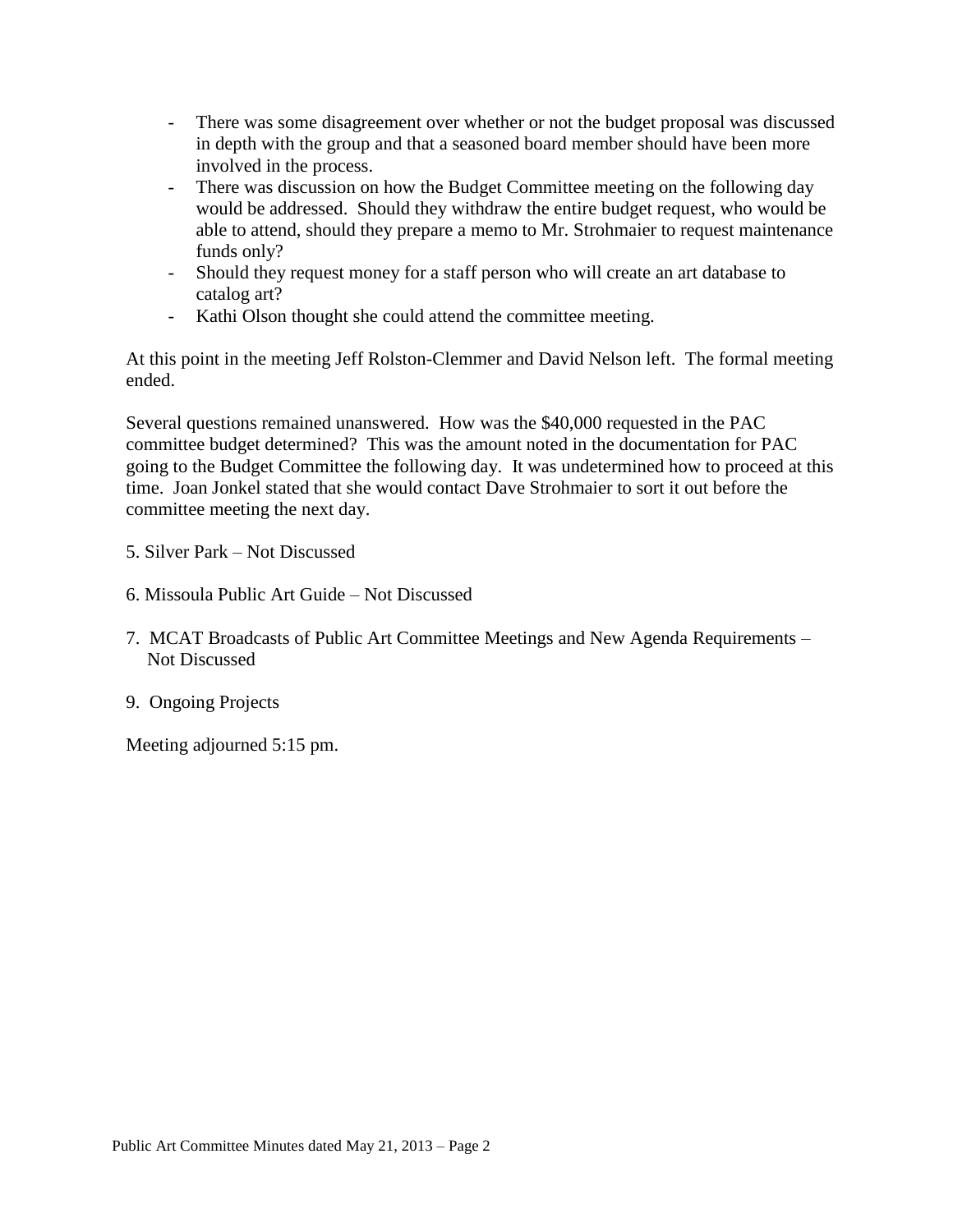- There was some disagreement over whether or not the budget proposal was discussed in depth with the group and that a seasoned board member should have been more involved in the process.
- There was discussion on how the Budget Committee meeting on the following day would be addressed. Should they withdraw the entire budget request, who would be able to attend, should they prepare a memo to Mr. Strohmaier to request maintenance funds only?
- Should they request money for a staff person who will create an art database to catalog art?
- Kathi Olson thought she could attend the committee meeting.

At this point in the meeting Jeff Rolston-Clemmer and David Nelson left. The formal meeting ended.

Several questions remained unanswered. How was the $40,000 requested in the PAC committee budget determined? This was the amount noted in the documentation for PAC going to the Budget Committee the following day. It was undetermined how to proceed at this time. Joan Jonkel stated that she would contact Dave Strohmaier to sort it out before the committee meeting the next day.

5. Silver Park – Not Discussed

6. Missoula Public Art Guide – Not Discussed

7. MCAT Broadcasts of Public Art Committee Meetings and New Agenda Requirements – Not Discussed

9. Ongoing Projects

Meeting adjourned 5:15 pm.